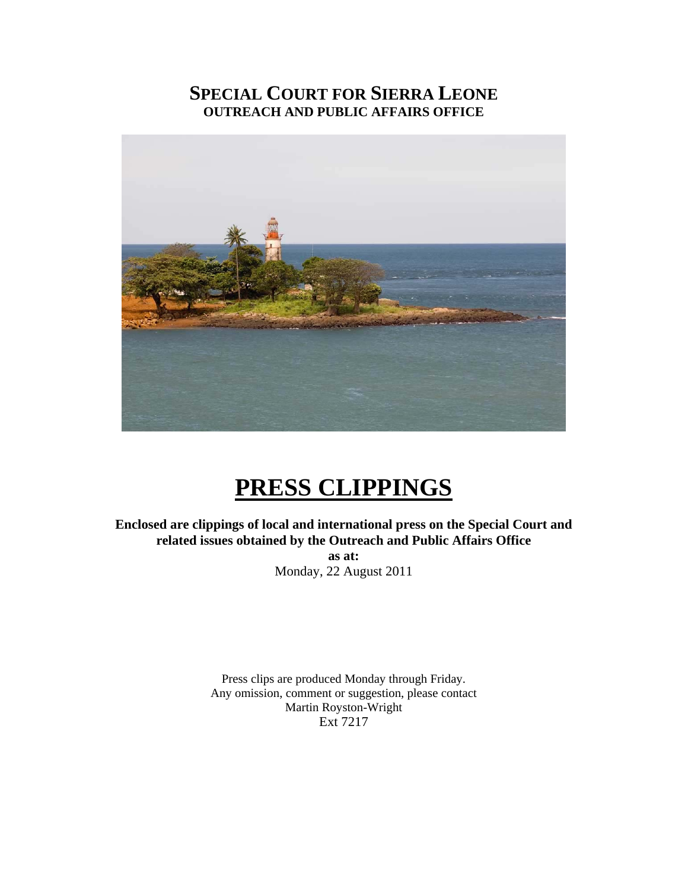# SPECIAL COURT FOR SIERRA LEONE

## OUTREACH AND PUBLIC AFFAIRS OFFICE

# PRESS CLIPPINGS

**Enclosed are clippings of local and international press on the Special Court and related issues obtained by the Outreach and Public Affairs Office**

**as at:**

Monday, 22 August 2011

Press clips are produced Monday through Friday.
Any omission, comment or suggestion, please contact
Martin Royston-Wright
Ext 7217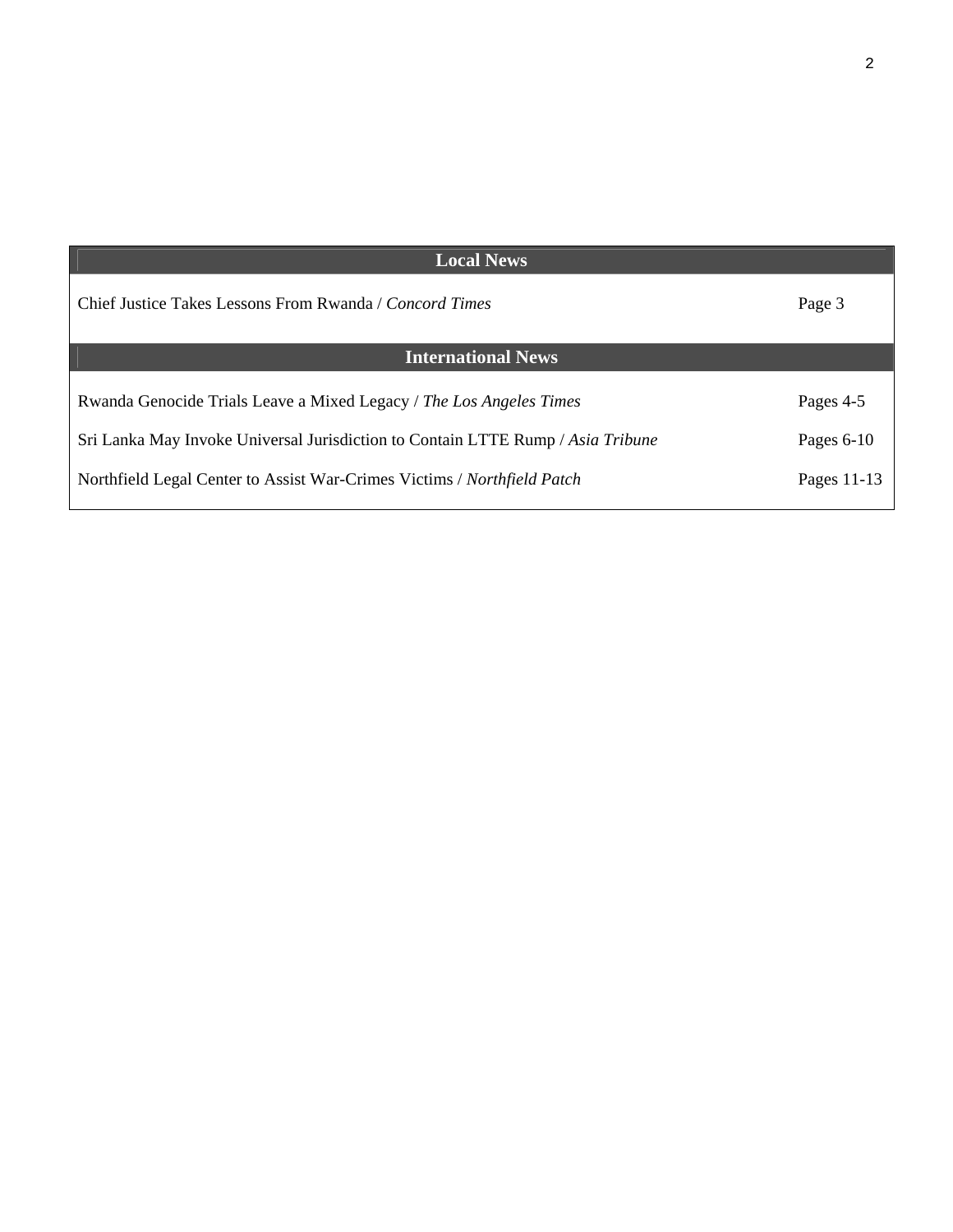| Local News | |
|---|---|
| Chief Justice Takes Lessons From Rwanda / *Concord Times* | Page 3 |
| **International News** | |
| Rwanda Genocide Trials Leave a Mixed Legacy / *The Los Angeles Times* | Pages 4-5 |
| Sri Lanka May Invoke Universal Jurisdiction to Contain LTTE Rump / *Asia Tribune* | Pages 6-10 |
| Northfield Legal Center to Assist War-Crimes Victims / *Northfield Patch* | Pages 11-13 |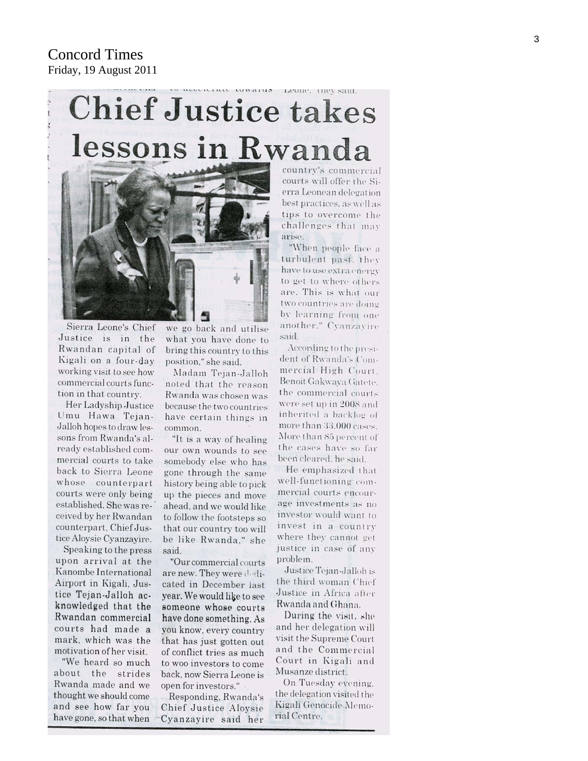Concord Times
Friday, 19 August 2011

# Chief Justice takes lessons in Rwanda

Sierra Leone's Chief Justice is in the Rwandan capital of Kigali on a four-day working visit to see how commercial courts function in that country.

Her Ladyship Justice Umu Hawa Tejan-Jalloh hopes to draw lessons from Rwanda's already established commercial courts to take back to Sierra Leone whose counterpart courts were only being established. She was received by her Rwandan counterpart, Chief Justice Aloysie Cyanzayire.

Speaking to the press upon arrival at the Kanombe International Airport in Kigali, Justice Tejan-Jalloh acknowledged that the Rwandan commercial courts had made a mark, which was the motivation of her visit.

"We heard so much about the strides Rwanda made and we thought we should come and see how far you have gone, so that when we go back and utilise what you have done to bring this country to this position," she said.

Madam Tejan-Jalloh noted that the reason Rwanda was chosen was because the two countries have certain things in common.

"It is a way of healing our own wounds to see somebody else who has gone through the same history being able to pick up the pieces and move ahead, and we would like to follow the footsteps so that our country too will be like Rwanda," she said.

"Our commercial courts are new. They were dedicated in December last year. We would like to see someone whose courts have done something. As you know, every country that has just gotten out of conflict tries as much to woo investors to come back, now Sierra Leone is open for investors."

Responding, Rwanda's Chief Justice Aloysie Cyanzayire said her country's commercial courts will offer the Sierra Leonean delegation best practices, as well as tips to overcome the challenges that may arise.

"When people face a turbulent past, they have to use extra energy to get to where others are. This is what our two countries are doing by learning from one another," Cyanzayire said.

According to the president of Rwanda's Commercial High Court, Benoit Gakwaya Gatete, the commercial courts were set up in 2008 and inherited a backlog of more than 33,000 cases. More than 85 percent of the cases have so far been cleared, he said.

He emphasized that well-functioning commercial courts encourage investments as no investor would want to invest in a country where they cannot get justice in case of any problem.

Justice Tejan-Jalloh is the third woman Chief Justice in Africa after Rwanda and Ghana.

During the visit, she and her delegation will visit the Supreme Court and the Commercial Court in Kigali and Musanze district.

On Tuesday evening, the delegation visited the Kigali Genocide Memorial Centre.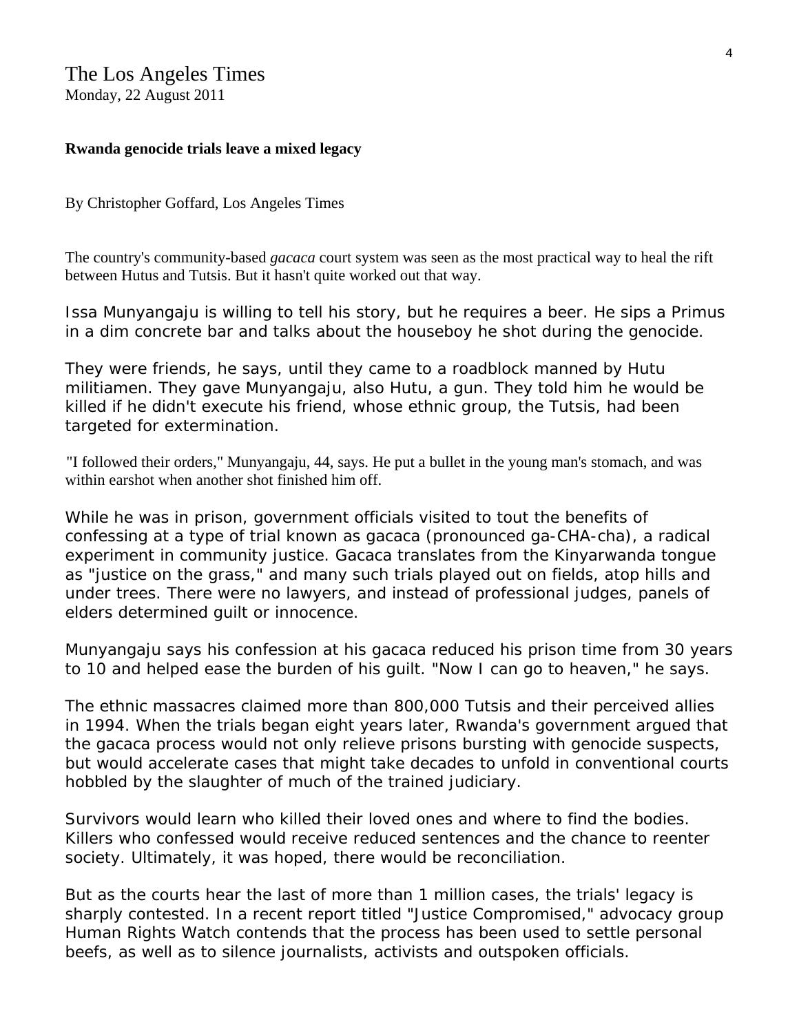# The Los Angeles Times

Monday, 22 August 2011

**Rwanda genocide trials leave a mixed legacy**

By Christopher Goffard, Los Angeles Times

The country's community-based *gacaca* court system was seen as the most practical way to heal the rift between Hutus and Tutsis. But it hasn't quite worked out that way.

Issa Munyangaju is willing to tell his story, but he requires a beer. He sips a Primus in a dim concrete bar and talks about the houseboy he shot during the genocide.

They were friends, he says, until they came to a roadblock manned by Hutu militiamen. They gave Munyangaju, also Hutu, a gun. They told him he would be killed if he didn't execute his friend, whose ethnic group, the Tutsis, had been targeted for extermination.

"I followed their orders," Munyangaju, 44, says. He put a bullet in the young man's stomach, and was within earshot when another shot finished him off.

While he was in prison, government officials visited to tout the benefits of confessing at a type of trial known as gacaca (pronounced ga-CHA-cha), a radical experiment in community justice. Gacaca translates from the Kinyarwanda tongue as "justice on the grass," and many such trials played out on fields, atop hills and under trees. There were no lawyers, and instead of professional judges, panels of elders determined guilt or innocence.

Munyangaju says his confession at his gacaca reduced his prison time from 30 years to 10 and helped ease the burden of his guilt. "Now I can go to heaven," he says.

The ethnic massacres claimed more than 800,000 Tutsis and their perceived allies in 1994. When the trials began eight years later, Rwanda's government argued that the gacaca process would not only relieve prisons bursting with genocide suspects, but would accelerate cases that might take decades to unfold in conventional courts hobbled by the slaughter of much of the trained judiciary.

Survivors would learn who killed their loved ones and where to find the bodies. Killers who confessed would receive reduced sentences and the chance to reenter society. Ultimately, it was hoped, there would be reconciliation.

But as the courts hear the last of more than 1 million cases, the trials' legacy is sharply contested. In a recent report titled "Justice Compromised," advocacy group Human Rights Watch contends that the process has been used to settle personal beefs, as well as to silence journalists, activists and outspoken officials.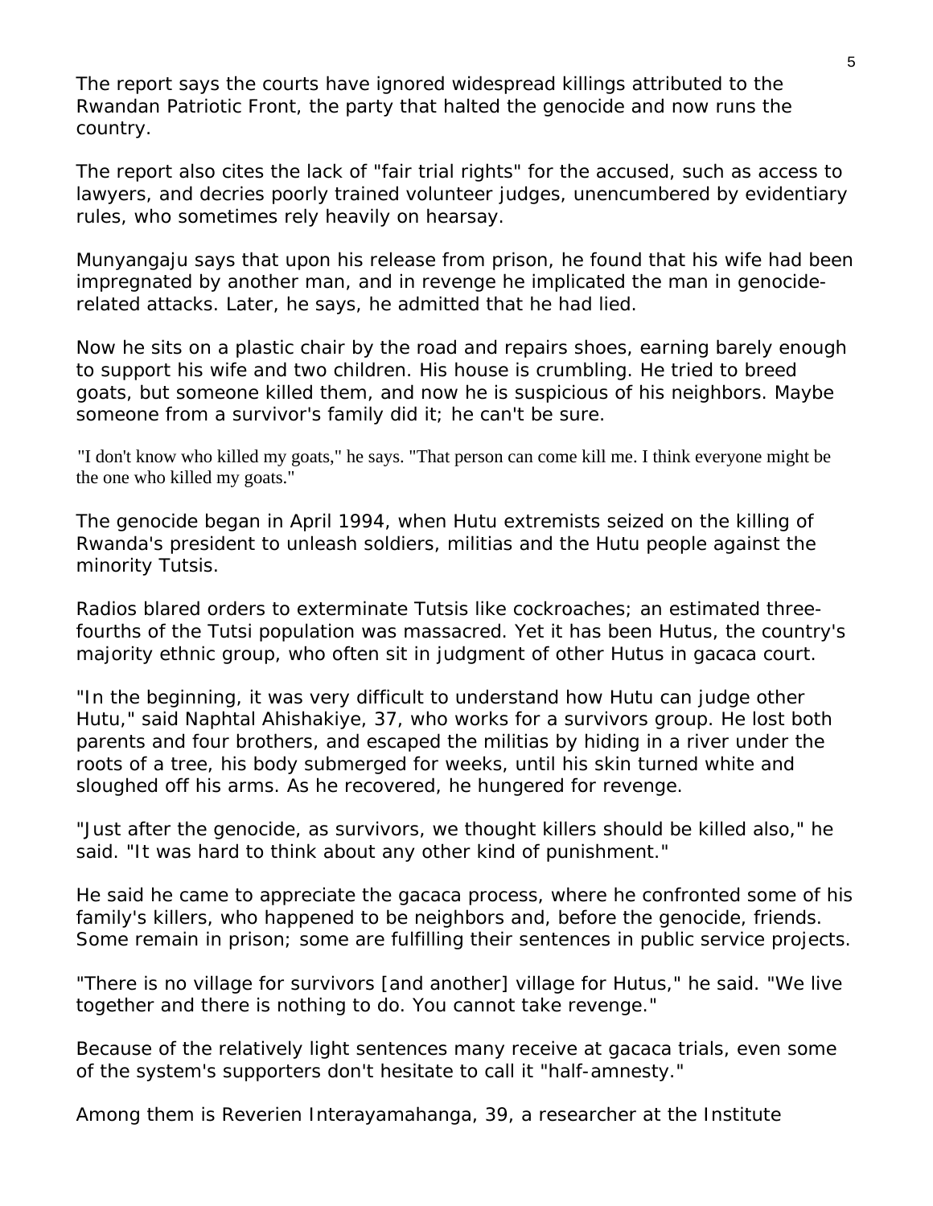The report says the courts have ignored widespread killings attributed to the Rwandan Patriotic Front, the party that halted the genocide and now runs the country.

The report also cites the lack of "fair trial rights" for the accused, such as access to lawyers, and decries poorly trained volunteer judges, unencumbered by evidentiary rules, who sometimes rely heavily on hearsay.

Munyangaju says that upon his release from prison, he found that his wife had been impregnated by another man, and in revenge he implicated the man in genocide-related attacks. Later, he says, he admitted that he had lied.

Now he sits on a plastic chair by the road and repairs shoes, earning barely enough to support his wife and two children. His house is crumbling. He tried to breed goats, but someone killed them, and now he is suspicious of his neighbors. Maybe someone from a survivor's family did it; he can't be sure.

"I don't know who killed my goats," he says. "That person can come kill me. I think everyone might be the one who killed my goats."

The genocide began in April 1994, when Hutu extremists seized on the killing of Rwanda's president to unleash soldiers, militias and the Hutu people against the minority Tutsis.

Radios blared orders to exterminate Tutsis like cockroaches; an estimated three-fourths of the Tutsi population was massacred. Yet it has been Hutus, the country's majority ethnic group, who often sit in judgment of other Hutus in gacaca court.

"In the beginning, it was very difficult to understand how Hutu can judge other Hutu," said Naphtal Ahishakiye, 37, who works for a survivors group. He lost both parents and four brothers, and escaped the militias by hiding in a river under the roots of a tree, his body submerged for weeks, until his skin turned white and sloughed off his arms. As he recovered, he hungered for revenge.

"Just after the genocide, as survivors, we thought killers should be killed also," he said. "It was hard to think about any other kind of punishment."

He said he came to appreciate the gacaca process, where he confronted some of his family's killers, who happened to be neighbors and, before the genocide, friends. Some remain in prison; some are fulfilling their sentences in public service projects.

"There is no village for survivors [and another] village for Hutus," he said. "We live together and there is nothing to do. You cannot take revenge."

Because of the relatively light sentences many receive at gacaca trials, even some of the system's supporters don't hesitate to call it "half-amnesty."

Among them is Reverien Interayamahanga, 39, a researcher at the Institute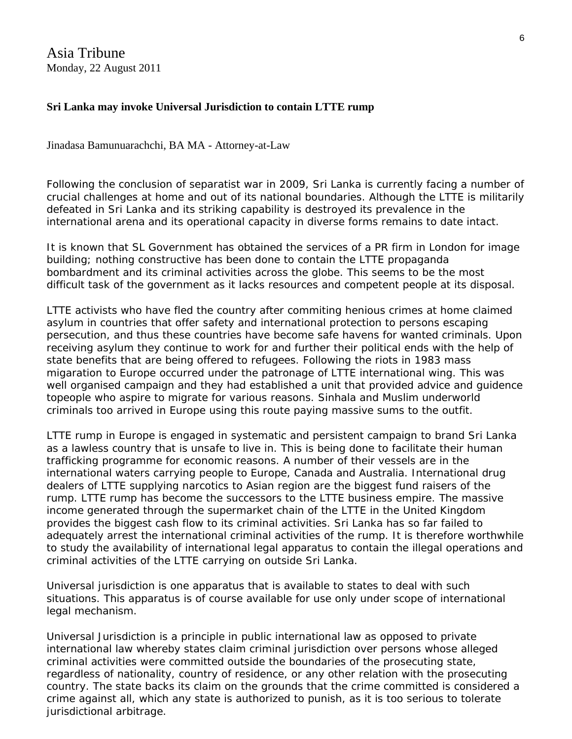Asia Tribune
Monday, 22 August 2011

**Sri Lanka may invoke Universal Jurisdiction to contain LTTE rump**

Jinadasa Bamunuarachchi, BA MA - Attorney-at-Law

Following the conclusion of separatist war in 2009, Sri Lanka is currently facing a number of crucial challenges at home and out of its national boundaries. Although the LTTE is militarily defeated in Sri Lanka and its striking capability is destroyed its prevalence in the international arena and its operational capacity in diverse forms remains to date intact.

It is known that SL Government has obtained the services of a PR firm in London for image building; nothing constructive has been done to contain the LTTE propaganda bombardment and its criminal activities across the globe. This seems to be the most difficult task of the government as it lacks resources and competent people at its disposal.

LTTE activists who have fled the country after commiting henious crimes at home claimed asylum in countries that offer safety and international protection to persons escaping persecution, and thus these countries have become safe havens for wanted criminals. Upon receiving asylum they continue to work for and further their political ends with the help of state benefits that are being offered to refugees. Following the riots in 1983 mass migaration to Europe occurred under the patronage of LTTE international wing. This was well organised campaign and they had established a unit that provided advice and guidence topeople who aspire to migrate for various reasons. Sinhala and Muslim underworld criminals too arrived in Europe using this route paying massive sums to the outfit.

LTTE rump in Europe is engaged in systematic and persistent campaign to brand Sri Lanka as a lawless country that is unsafe to live in. This is being done to facilitate their human trafficking programme for economic reasons. A number of their vessels are in the international waters carrying people to Europe, Canada and Australia. International drug dealers of LTTE supplying narcotics to Asian region are the biggest fund raisers of the rump. LTTE rump has become the successors to the LTTE business empire. The massive income generated through the supermarket chain of the LTTE in the United Kingdom provides the biggest cash flow to its criminal activities. Sri Lanka has so far failed to adequately arrest the international criminal activities of the rump. It is therefore worthwhile to study the availability of international legal apparatus to contain the illegal operations and criminal activities of the LTTE carrying on outside Sri Lanka.

Universal jurisdiction is one apparatus that is available to states to deal with such situations. This apparatus is of course available for use only under scope of international legal mechanism.

Universal Jurisdiction is a principle in public international law as opposed to private international law whereby states claim criminal jurisdiction over persons whose alleged criminal activities were committed outside the boundaries of the prosecuting state, regardless of nationality, country of residence, or any other relation with the prosecuting country. The state backs its claim on the grounds that the crime committed is considered a crime against all, which any state is authorized to punish, as it is too serious to tolerate jurisdictional arbitrage.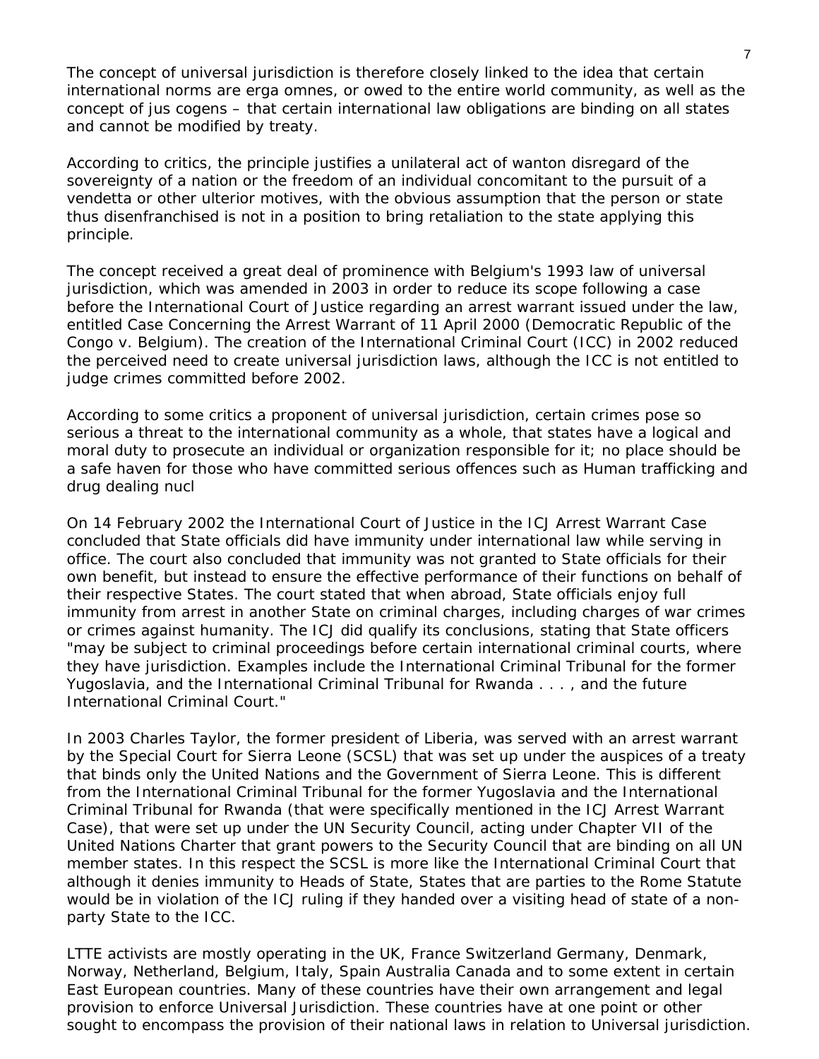The concept of universal jurisdiction is therefore closely linked to the idea that certain international norms are erga omnes, or owed to the entire world community, as well as the concept of jus cogens – that certain international law obligations are binding on all states and cannot be modified by treaty.

According to critics, the principle justifies a unilateral act of wanton disregard of the sovereignty of a nation or the freedom of an individual concomitant to the pursuit of a vendetta or other ulterior motives, with the obvious assumption that the person or state thus disenfranchised is not in a position to bring retaliation to the state applying this principle.

The concept received a great deal of prominence with Belgium's 1993 law of universal jurisdiction, which was amended in 2003 in order to reduce its scope following a case before the International Court of Justice regarding an arrest warrant issued under the law, entitled Case Concerning the Arrest Warrant of 11 April 2000 (Democratic Republic of the Congo v. Belgium). The creation of the International Criminal Court (ICC) in 2002 reduced the perceived need to create universal jurisdiction laws, although the ICC is not entitled to judge crimes committed before 2002.

According to some critics a proponent of universal jurisdiction, certain crimes pose so serious a threat to the international community as a whole, that states have a logical and moral duty to prosecute an individual or organization responsible for it; no place should be a safe haven for those who have committed serious offences such as Human trafficking and drug dealing nucl

On 14 February 2002 the International Court of Justice in the ICJ Arrest Warrant Case concluded that State officials did have immunity under international law while serving in office. The court also concluded that immunity was not granted to State officials for their own benefit, but instead to ensure the effective performance of their functions on behalf of their respective States. The court stated that when abroad, State officials enjoy full immunity from arrest in another State on criminal charges, including charges of war crimes or crimes against humanity. The ICJ did qualify its conclusions, stating that State officers "may be subject to criminal proceedings before certain international criminal courts, where they have jurisdiction. Examples include the International Criminal Tribunal for the former Yugoslavia, and the International Criminal Tribunal for Rwanda . . . , and the future International Criminal Court."

In 2003 Charles Taylor, the former president of Liberia, was served with an arrest warrant by the Special Court for Sierra Leone (SCSL) that was set up under the auspices of a treaty that binds only the United Nations and the Government of Sierra Leone. This is different from the International Criminal Tribunal for the former Yugoslavia and the International Criminal Tribunal for Rwanda (that were specifically mentioned in the ICJ Arrest Warrant Case), that were set up under the UN Security Council, acting under Chapter VII of the United Nations Charter that grant powers to the Security Council that are binding on all UN member states. In this respect the SCSL is more like the International Criminal Court that although it denies immunity to Heads of State, States that are parties to the Rome Statute would be in violation of the ICJ ruling if they handed over a visiting head of state of a non-party State to the ICC.

LTTE activists are mostly operating in the UK, France Switzerland Germany, Denmark, Norway, Netherland, Belgium, Italy, Spain Australia Canada and to some extent in certain East European countries. Many of these countries have their own arrangement and legal provision to enforce Universal Jurisdiction. These countries have at one point or other sought to encompass the provision of their national laws in relation to Universal jurisdiction.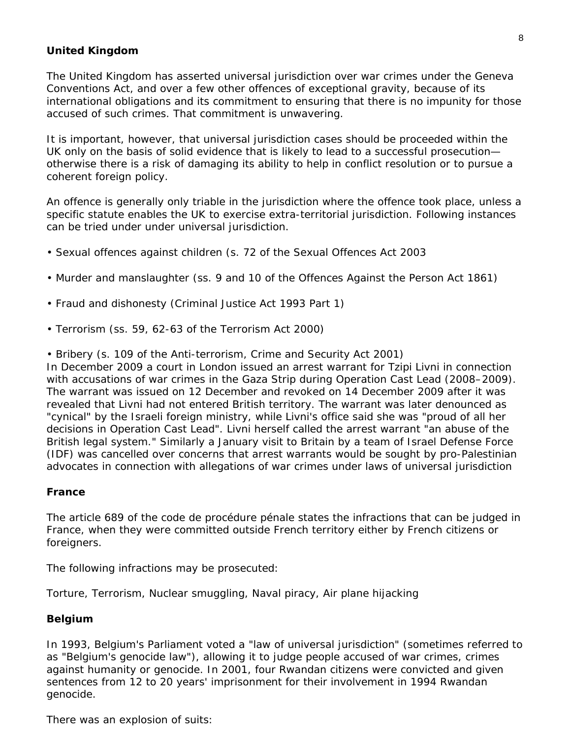## United Kingdom

The United Kingdom has asserted universal jurisdiction over war crimes under the Geneva Conventions Act, and over a few other offences of exceptional gravity, because of its international obligations and its commitment to ensuring that there is no impunity for those accused of such crimes. That commitment is unwavering.

It is important, however, that universal jurisdiction cases should be proceeded within the UK only on the basis of solid evidence that is likely to lead to a successful prosecution—otherwise there is a risk of damaging its ability to help in conflict resolution or to pursue a coherent foreign policy.

An offence is generally only triable in the jurisdiction where the offence took place, unless a specific statute enables the UK to exercise extra-territorial jurisdiction. Following instances can be tried under under universal jurisdiction.

- Sexual offences against children (s. 72 of the Sexual Offences Act 2003
- Murder and manslaughter (ss. 9 and 10 of the Offences Against the Person Act 1861)
- Fraud and dishonesty (Criminal Justice Act 1993 Part 1)
- Terrorism (ss. 59, 62-63 of the Terrorism Act 2000)
- Bribery (s. 109 of the Anti-terrorism, Crime and Security Act 2001)

In December 2009 a court in London issued an arrest warrant for Tzipi Livni in connection with accusations of war crimes in the Gaza Strip during Operation Cast Lead (2008–2009). The warrant was issued on 12 December and revoked on 14 December 2009 after it was revealed that Livni had not entered British territory. The warrant was later denounced as "cynical" by the Israeli foreign ministry, while Livni's office said she was "proud of all her decisions in Operation Cast Lead". Livni herself called the arrest warrant "an abuse of the British legal system." Similarly a January visit to Britain by a team of Israel Defense Force (IDF) was cancelled over concerns that arrest warrants would be sought by pro-Palestinian advocates in connection with allegations of war crimes under laws of universal jurisdiction

## France

The article 689 of the code de procédure pénale states the infractions that can be judged in France, when they were committed outside French territory either by French citizens or foreigners.

The following infractions may be prosecuted:

Torture, Terrorism, Nuclear smuggling, Naval piracy, Air plane hijacking

## Belgium

In 1993, Belgium's Parliament voted a "law of universal jurisdiction" (sometimes referred to as "Belgium's genocide law"), allowing it to judge people accused of war crimes, crimes against humanity or genocide. In 2001, four Rwandan citizens were convicted and given sentences from 12 to 20 years' imprisonment for their involvement in 1994 Rwandan genocide.

There was an explosion of suits: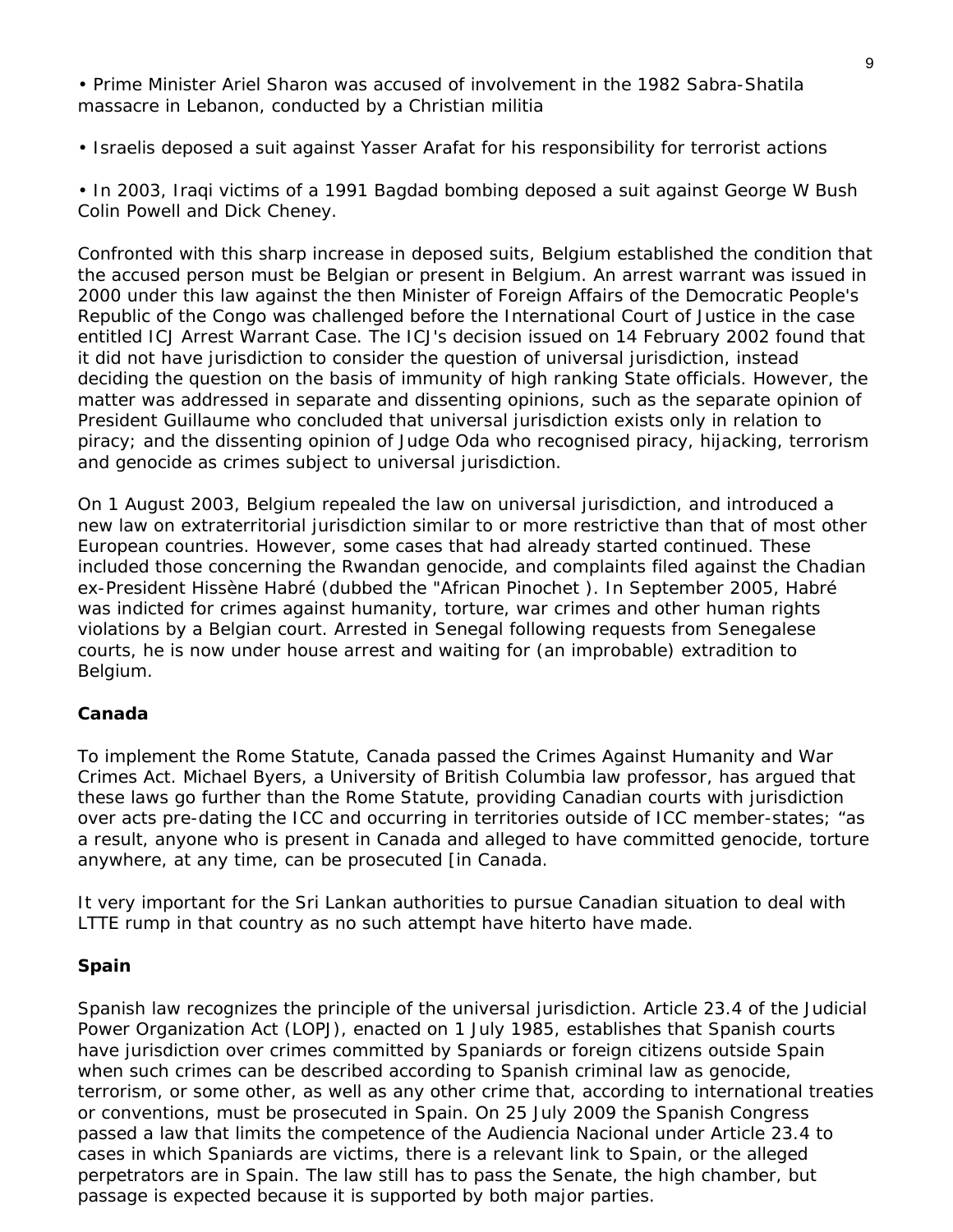• Prime Minister Ariel Sharon was accused of involvement in the 1982 Sabra-Shatila massacre in Lebanon, conducted by a Christian militia

• Israelis deposed a suit against Yasser Arafat for his responsibility for terrorist actions

• In 2003, Iraqi victims of a 1991 Bagdad bombing deposed a suit against George W Bush Colin Powell and Dick Cheney.

Confronted with this sharp increase in deposed suits, Belgium established the condition that the accused person must be Belgian or present in Belgium. An arrest warrant was issued in 2000 under this law against the then Minister of Foreign Affairs of the Democratic People's Republic of the Congo was challenged before the International Court of Justice in the case entitled ICJ Arrest Warrant Case. The ICJ's decision issued on 14 February 2002 found that it did not have jurisdiction to consider the question of universal jurisdiction, instead deciding the question on the basis of immunity of high ranking State officials. However, the matter was addressed in separate and dissenting opinions, such as the separate opinion of President Guillaume who concluded that universal jurisdiction exists only in relation to piracy; and the dissenting opinion of Judge Oda who recognised piracy, hijacking, terrorism and genocide as crimes subject to universal jurisdiction.

On 1 August 2003, Belgium repealed the law on universal jurisdiction, and introduced a new law on extraterritorial jurisdiction similar to or more restrictive than that of most other European countries. However, some cases that had already started continued. These included those concerning the Rwandan genocide, and complaints filed against the Chadian ex-President Hissène Habré (dubbed the "African Pinochet ). In September 2005, Habré was indicted for crimes against humanity, torture, war crimes and other human rights violations by a Belgian court. Arrested in Senegal following requests from Senegalese courts, he is now under house arrest and waiting for (an improbable) extradition to Belgium.

**Canada**

To implement the Rome Statute, Canada passed the Crimes Against Humanity and War Crimes Act. Michael Byers, a University of British Columbia law professor, has argued that these laws go further than the Rome Statute, providing Canadian courts with jurisdiction over acts pre-dating the ICC and occurring in territories outside of ICC member-states; "as a result, anyone who is present in Canada and alleged to have committed genocide, torture anywhere, at any time, can be prosecuted [in Canada.

It very important for the Sri Lankan authorities to pursue Canadian situation to deal with LTTE rump in that country as no such attempt have hiterto have made.

**Spain**

Spanish law recognizes the principle of the universal jurisdiction. Article 23.4 of the Judicial Power Organization Act (LOPJ), enacted on 1 July 1985, establishes that Spanish courts have jurisdiction over crimes committed by Spaniards or foreign citizens outside Spain when such crimes can be described according to Spanish criminal law as genocide, terrorism, or some other, as well as any other crime that, according to international treaties or conventions, must be prosecuted in Spain. On 25 July 2009 the Spanish Congress passed a law that limits the competence of the Audiencia Nacional under Article 23.4 to cases in which Spaniards are victims, there is a relevant link to Spain, or the alleged perpetrators are in Spain. The law still has to pass the Senate, the high chamber, but passage is expected because it is supported by both major parties.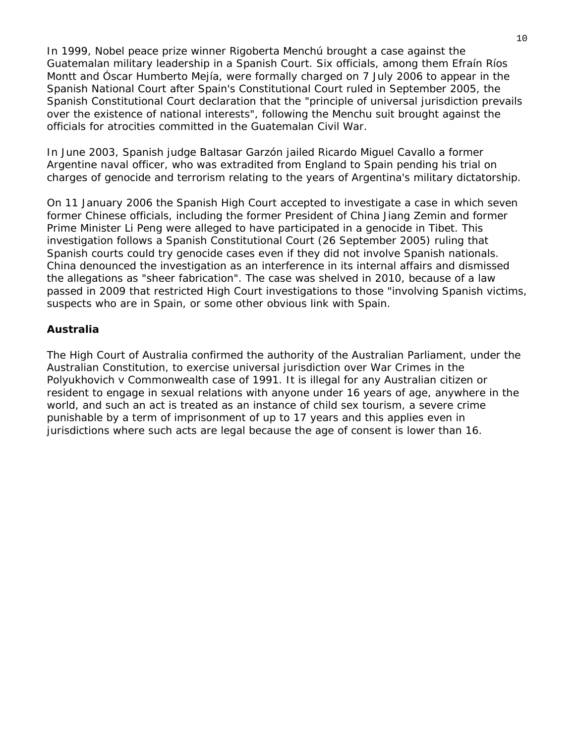In 1999, Nobel peace prize winner Rigoberta Menchú brought a case against the Guatemalan military leadership in a Spanish Court. Six officials, among them Efraín Ríos Montt and Óscar Humberto Mejía, were formally charged on 7 July 2006 to appear in the Spanish National Court after Spain's Constitutional Court ruled in September 2005, the Spanish Constitutional Court declaration that the "principle of universal jurisdiction prevails over the existence of national interests", following the Menchu suit brought against the officials for atrocities committed in the Guatemalan Civil War.

In June 2003, Spanish judge Baltasar Garzón jailed Ricardo Miguel Cavallo a former Argentine naval officer, who was extradited from England to Spain pending his trial on charges of genocide and terrorism relating to the years of Argentina's military dictatorship.

On 11 January 2006 the Spanish High Court accepted to investigate a case in which seven former Chinese officials, including the former President of China Jiang Zemin and former Prime Minister Li Peng were alleged to have participated in a genocide in Tibet. This investigation follows a Spanish Constitutional Court (26 September 2005) ruling that Spanish courts could try genocide cases even if they did not involve Spanish nationals. China denounced the investigation as an interference in its internal affairs and dismissed the allegations as "sheer fabrication". The case was shelved in 2010, because of a law passed in 2009 that restricted High Court investigations to those "involving Spanish victims, suspects who are in Spain, or some other obvious link with Spain.

### Australia

The High Court of Australia confirmed the authority of the Australian Parliament, under the Australian Constitution, to exercise universal jurisdiction over War Crimes in the Polyukhovich v Commonwealth case of 1991. It is illegal for any Australian citizen or resident to engage in sexual relations with anyone under 16 years of age, anywhere in the world, and such an act is treated as an instance of child sex tourism, a severe crime punishable by a term of imprisonment of up to 17 years and this applies even in jurisdictions where such acts are legal because the age of consent is lower than 16.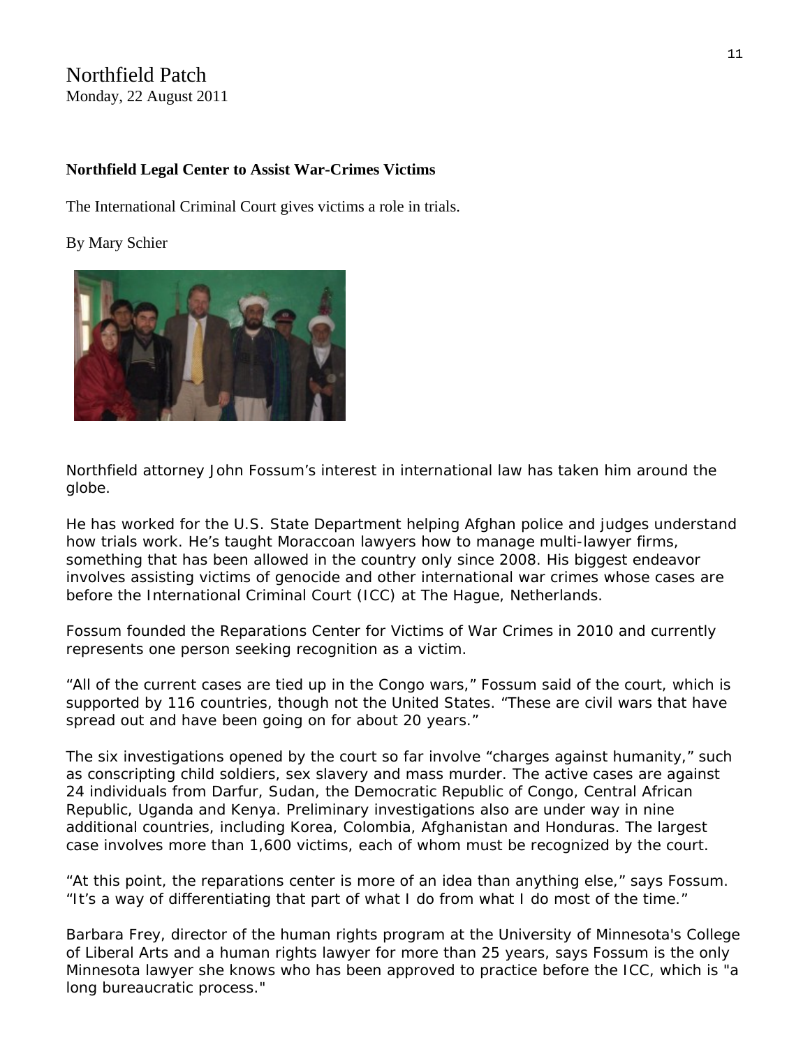Northfield Patch
Monday, 22 August 2011

**Northfield Legal Center to Assist War-Crimes Victims**

The International Criminal Court gives victims a role in trials.

By Mary Schier

Northfield attorney John Fossum's interest in international law has taken him around the globe.

He has worked for the U.S. State Department helping Afghan police and judges understand how trials work. He's taught Moraccoan lawyers how to manage multi-lawyer firms, something that has been allowed in the country only since 2008. His biggest endeavor involves assisting victims of genocide and other international war crimes whose cases are before the International Criminal Court (ICC) at The Hague, Netherlands.

Fossum founded the Reparations Center for Victims of War Crimes in 2010 and currently represents one person seeking recognition as a victim.

"All of the current cases are tied up in the Congo wars," Fossum said of the court, which is supported by 116 countries, though not the United States. "These are civil wars that have spread out and have been going on for about 20 years."

The six investigations opened by the court so far involve "charges against humanity," such as conscripting child soldiers, sex slavery and mass murder. The active cases are against 24 individuals from Darfur, Sudan, the Democratic Republic of Congo, Central African Republic, Uganda and Kenya. Preliminary investigations also are under way in nine additional countries, including Korea, Colombia, Afghanistan and Honduras. The largest case involves more than 1,600 victims, each of whom must be recognized by the court.

"At this point, the reparations center is more of an idea than anything else," says Fossum. "It's a way of differentiating that part of what I do from what I do most of the time."

Barbara Frey, director of the human rights program at the University of Minnesota's College of Liberal Arts and a human rights lawyer for more than 25 years, says Fossum is the only Minnesota lawyer she knows who has been approved to practice before the ICC, which is "a long bureaucratic process."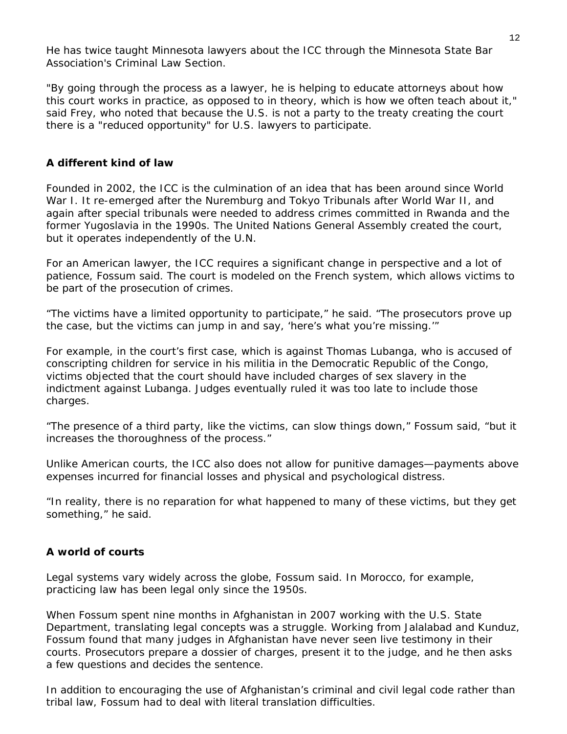He has twice taught Minnesota lawyers about the ICC through the Minnesota State Bar Association's Criminal Law Section.

"By going through the process as a lawyer, he is helping to educate attorneys about how this court works in practice, as opposed to in theory, which is how we often teach about it," said Frey, who noted that because the U.S. is not a party to the treaty creating the court there is a "reduced opportunity" for U.S. lawyers to participate.

**A different kind of law**

Founded in 2002, the ICC is the culmination of an idea that has been around since World War I. It re-emerged after the Nuremburg and Tokyo Tribunals after World War II, and again after special tribunals were needed to address crimes committed in Rwanda and the former Yugoslavia in the 1990s. The United Nations General Assembly created the court, but it operates independently of the U.N.

For an American lawyer, the ICC requires a significant change in perspective and a lot of patience, Fossum said. The court is modeled on the French system, which allows victims to be part of the prosecution of crimes.

“The victims have a limited opportunity to participate,” he said. “The prosecutors prove up the case, but the victims can jump in and say, ‘here’s what you’re missing.’”

For example, in the court’s first case, which is against Thomas Lubanga, who is accused of conscripting children for service in his militia in the Democratic Republic of the Congo, victims objected that the court should have included charges of sex slavery in the indictment against Lubanga. Judges eventually ruled it was too late to include those charges.

“The presence of a third party, like the victims, can slow things down,” Fossum said, “but it increases the thoroughness of the process.”

Unlike American courts, the ICC also does not allow for punitive damages—payments above expenses incurred for financial losses and physical and psychological distress.

“In reality, there is no reparation for what happened to many of these victims, but they get something,” he said.

**A world of courts**

Legal systems vary widely across the globe, Fossum said. In Morocco, for example, practicing law has been legal only since the 1950s.

When Fossum spent nine months in Afghanistan in 2007 working with the U.S. State Department, translating legal concepts was a struggle. Working from Jalalabad and Kunduz, Fossum found that many judges in Afghanistan have never seen live testimony in their courts. Prosecutors prepare a dossier of charges, present it to the judge, and he then asks a few questions and decides the sentence.

In addition to encouraging the use of Afghanistan’s criminal and civil legal code rather than tribal law, Fossum had to deal with literal translation difficulties.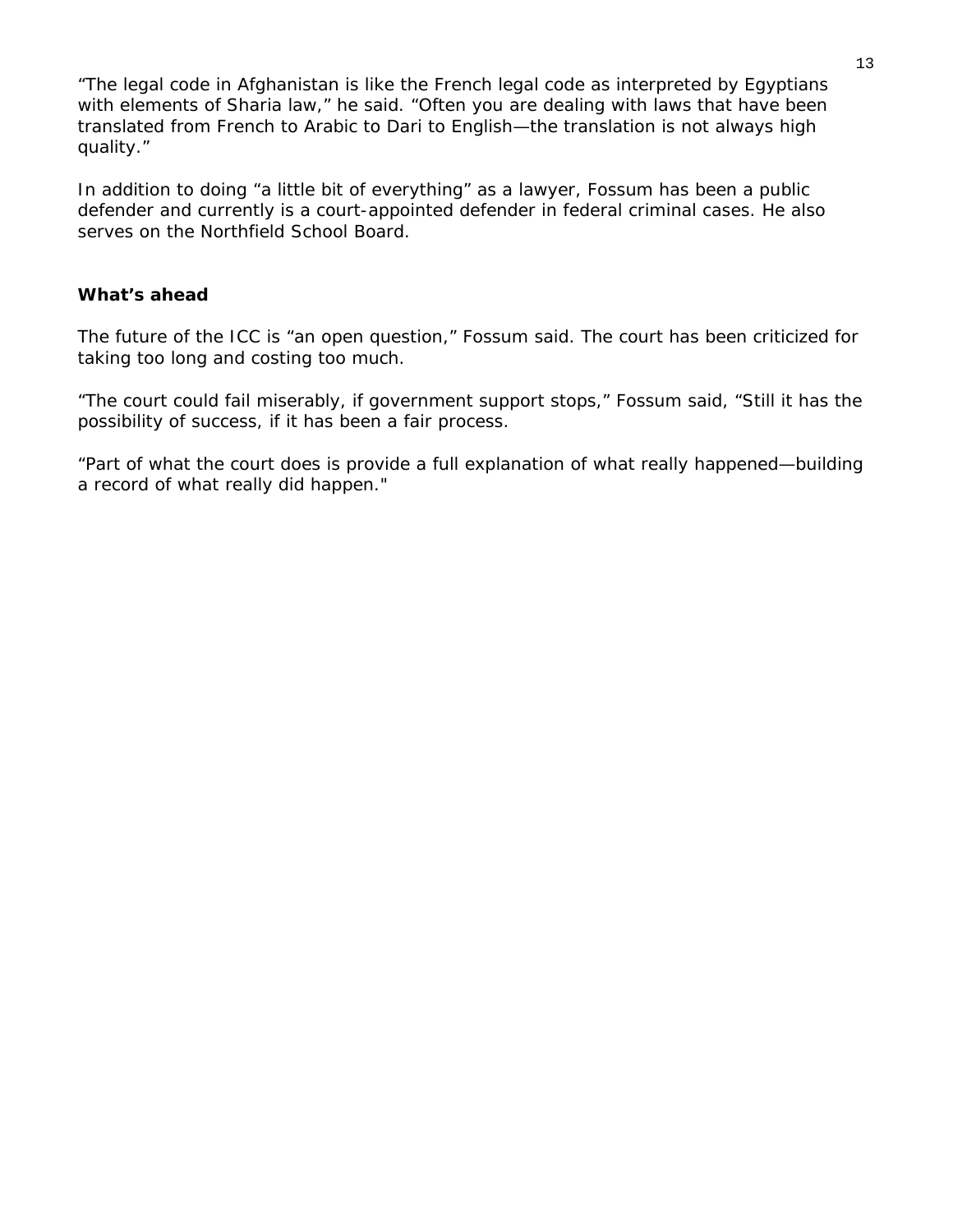"The legal code in Afghanistan is like the French legal code as interpreted by Egyptians with elements of Sharia law," he said. "Often you are dealing with laws that have been translated from French to Arabic to Dari to English—the translation is not always high quality."

In addition to doing "a little bit of everything" as a lawyer, Fossum has been a public defender and currently is a court-appointed defender in federal criminal cases. He also serves on the Northfield School Board.

**What's ahead**

The future of the ICC is "an open question," Fossum said. The court has been criticized for taking too long and costing too much.

"The court could fail miserably, if government support stops," Fossum said, "Still it has the possibility of success, if it has been a fair process.

"Part of what the court does is provide a full explanation of what really happened—building a record of what really did happen."